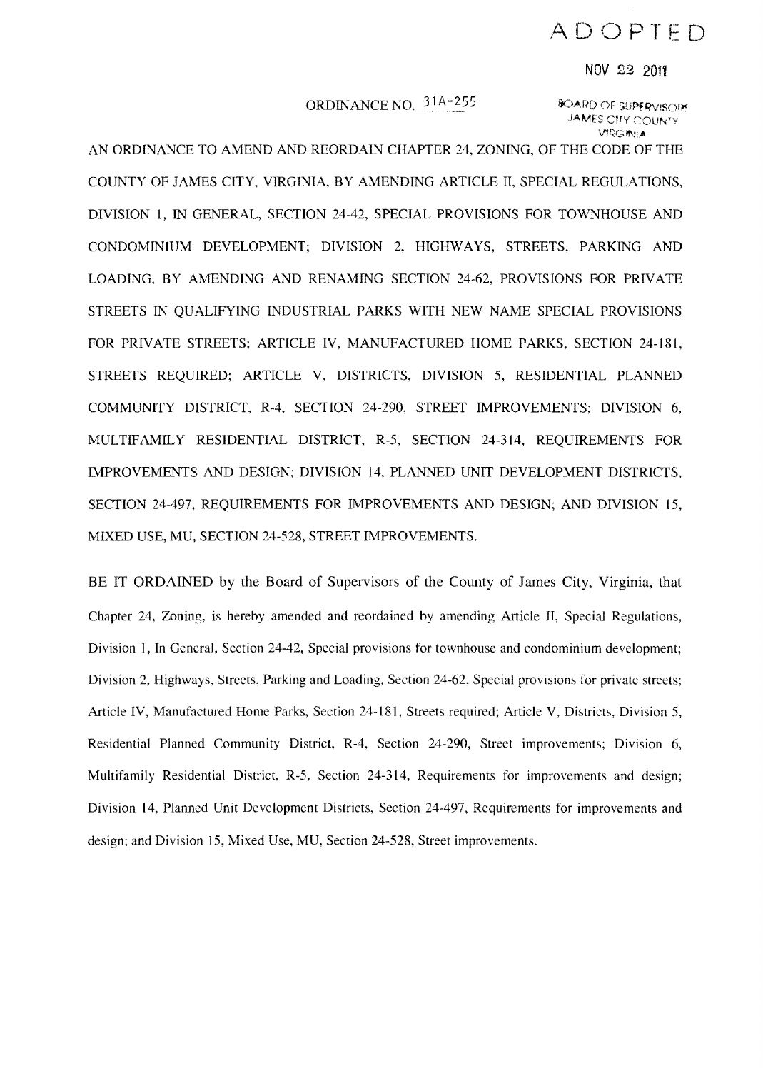ADOPTED

NOV 22 2011

ORDINANCE NO. 31A-255

BOARD OF SUPERVISORS
JAMES CITY COUNTY
VIRGINIA

AN ORDINANCE TO AMEND AND REORDAIN CHAPTER 24, ZONING, OF THE CODE OF THE COUNTY OF JAMES CITY, VIRGINIA, BY AMENDING ARTICLE II, SPECIAL REGULATIONS, DIVISION 1, IN GENERAL, SECTION 24-42, SPECIAL PROVISIONS FOR TOWNHOUSE AND CONDOMINIUM DEVELOPMENT; DIVISION 2, HIGHWAYS, STREETS, PARKING AND LOADING, BY AMENDING AND RENAMING SECTION 24-62, PROVISIONS FOR PRIVATE STREETS IN QUALIFYING INDUSTRIAL PARKS WITH NEW NAME SPECIAL PROVISIONS FOR PRIVATE STREETS; ARTICLE IV, MANUFACTURED HOME PARKS, SECTION 24-181, STREETS REQUIRED; ARTICLE V, DISTRICTS, DIVISION 5, RESIDENTIAL PLANNED COMMUNITY DISTRICT, R-4, SECTION 24-290, STREET IMPROVEMENTS; DIVISION 6, MULTIFAMILY RESIDENTIAL DISTRICT, R-5, SECTION 24-314, REQUIREMENTS FOR IMPROVEMENTS AND DESIGN; DIVISION 14, PLANNED UNIT DEVELOPMENT DISTRICTS, SECTION 24-497, REQUIREMENTS FOR IMPROVEMENTS AND DESIGN; AND DIVISION 15, MIXED USE, MU, SECTION 24-528, STREET IMPROVEMENTS.

BE IT ORDAINED by the Board of Supervisors of the County of James City, Virginia, that Chapter 24, Zoning, is hereby amended and reordained by amending Article II, Special Regulations, Division 1, In General, Section 24-42, Special provisions for townhouse and condominium development; Division 2, Highways, Streets, Parking and Loading, Section 24-62, Special provisions for private streets; Article IV, Manufactured Home Parks, Section 24-181, Streets required; Article V, Districts, Division 5, Residential Planned Community District, R-4, Section 24-290, Street improvements; Division 6, Multifamily Residential District, R-5, Section 24-314, Requirements for improvements and design; Division 14, Planned Unit Development Districts, Section 24-497, Requirements for improvements and design; and Division 15, Mixed Use, MU, Section 24-528, Street improvements.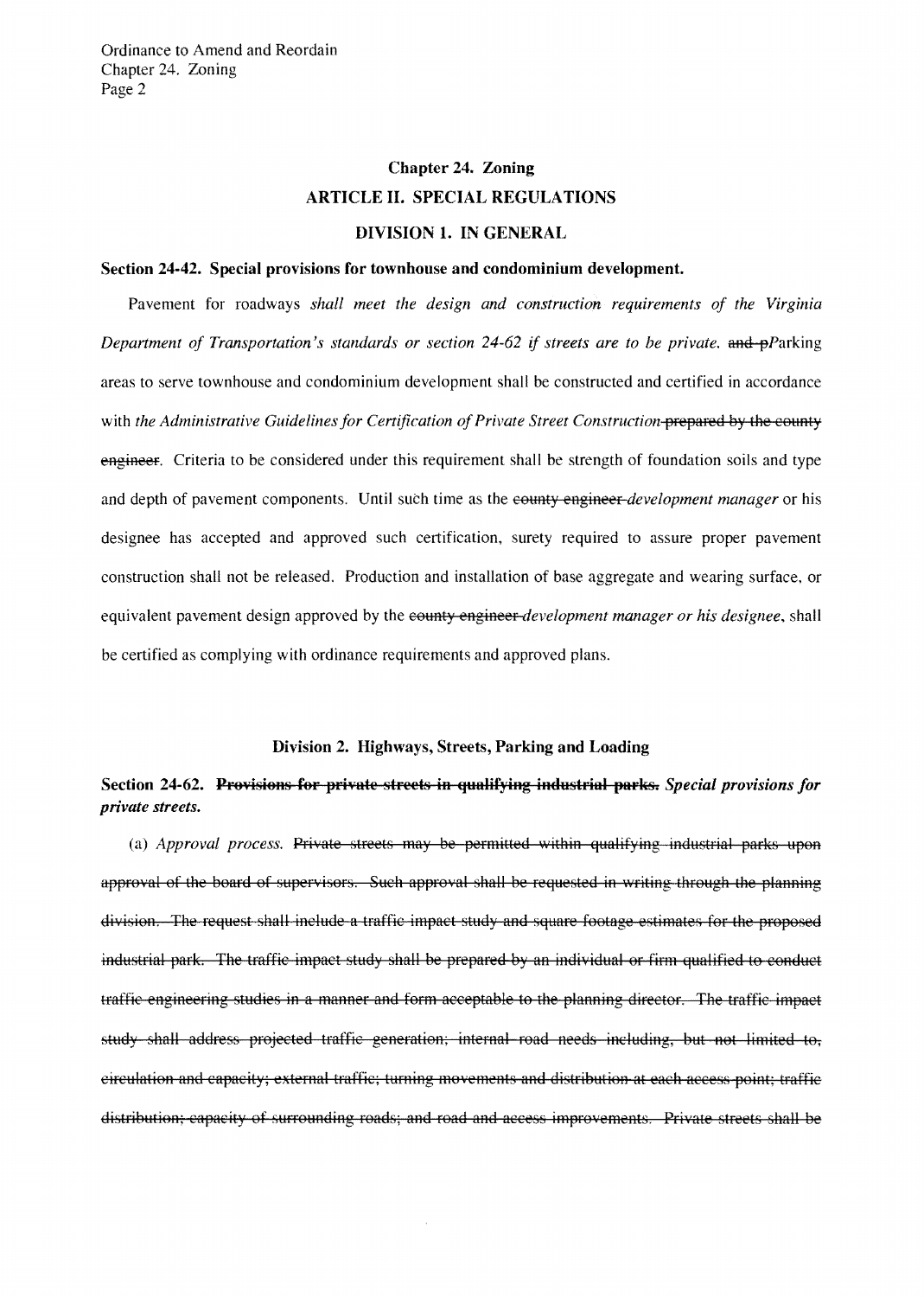## Chapter 24. Zoning

## ARTICLE II. SPECIAL REGULATIONS

## DIVISION 1. IN GENERAL

### Section 24-42. Special provisions for townhouse and condominium development.

Pavement for roadways *shall meet the design and construction requirements of the Virginia Department of Transportation's standards or section 24-62 if streets are to be private.* ~~and p~~*P*arking areas to serve townhouse and condominium development shall be constructed and certified in accordance with *the Administrative Guidelines for Certification of Private Street Construction* ~~prepared by the county engineer~~. Criteria to be considered under this requirement shall be strength of foundation soils and type and depth of pavement components. Until such time as the ~~county engineer~~ *development manager* or his designee has accepted and approved such certification, surety required to assure proper pavement construction shall not be released. Production and installation of base aggregate and wearing surface, or equivalent pavement design approved by the ~~county engineer~~ *development manager or his designee*, shall be certified as complying with ordinance requirements and approved plans.

## Division 2. Highways, Streets, Parking and Loading

### Section 24-62. ~~Provisions for private streets in qualifying industrial parks.~~ *Special provisions for private streets.*

(a) *Approval process.* ~~Private streets may be permitted within qualifying industrial parks upon approval of the board of supervisors. Such approval shall be requested in writing through the planning division. The request shall include a traffic impact study and square footage estimates for the proposed industrial park. The traffic impact study shall be prepared by an individual or firm qualified to conduct traffic engineering studies in a manner and form acceptable to the planning director. The traffic impact study shall address projected traffic generation; internal road needs including, but not limited to, circulation and capacity; external traffic; turning movements and distribution at each access point; traffic distribution; capacity of surrounding roads; and road and access improvements. Private streets shall be~~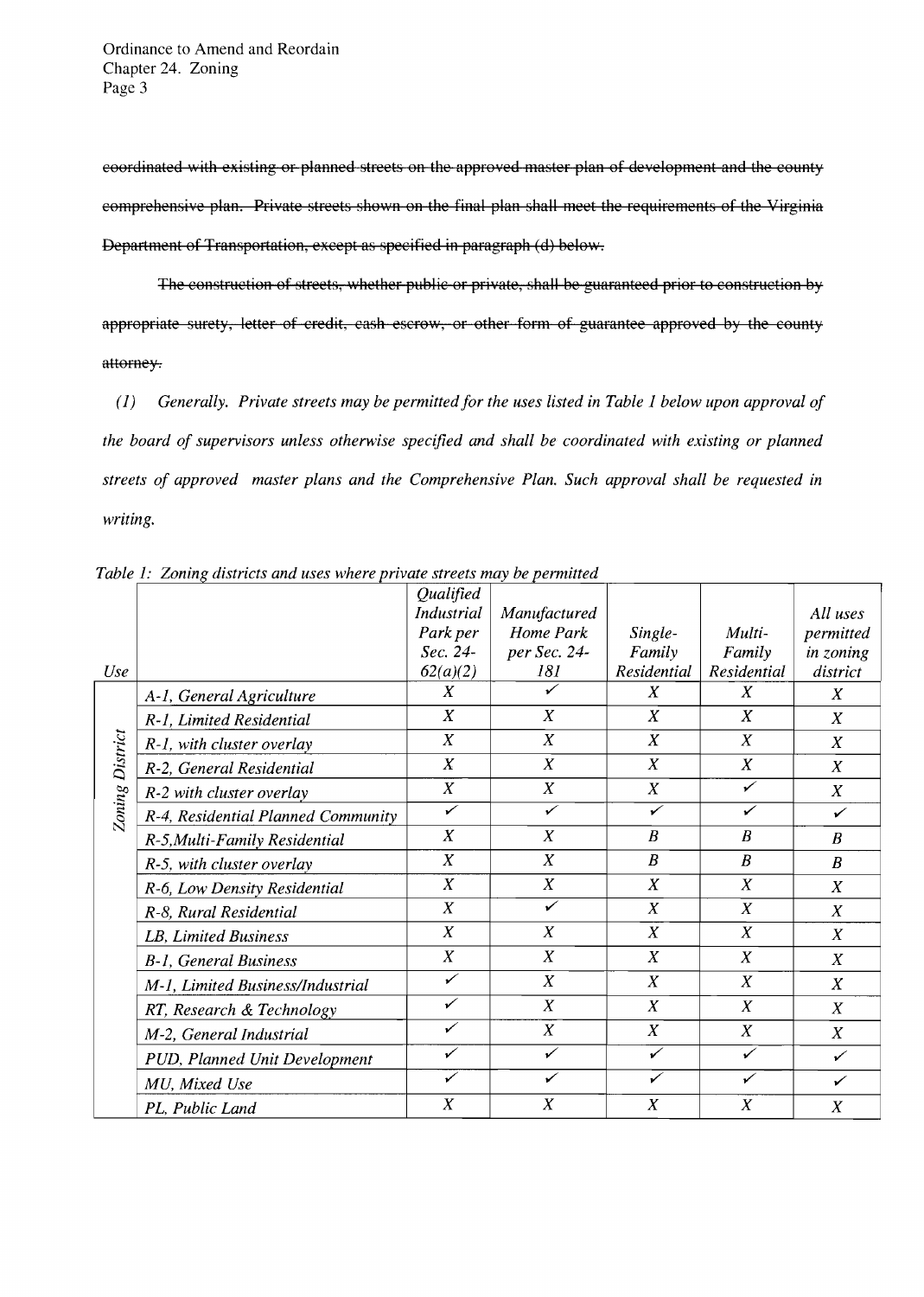~~coordinated with existing or planned streets on the approved master plan of development and the county comprehensive plan. Private streets shown on the final plan shall meet the requirements of the Virginia Department of Transportation, except as specified in paragraph (d) below.~~

~~The construction of streets, whether public or private, shall be guaranteed prior to construction by appropriate surety, letter of credit, cash escrow, or other form of guarantee approved by the county attorney.~~

*(1) Generally. Private streets may be permitted for the uses listed in Table 1 below upon approval of the board of supervisors unless otherwise specified and shall be coordinated with existing or planned streets of approved master plans and the Comprehensive Plan. Such approval shall be requested in writing.*

*Table 1: Zoning districts and uses where private streets may be permitted*

| *Use* | | *Qualified Industrial Park per Sec. 24-62(a)(2)* | *Manufactured Home Park per Sec. 24-181* | *Single-Family Residential* | *Multi-Family Residential* | *All uses permitted in zoning district* |
|---|---|---|---|---|---|---|
| *Zoning District* | *A-1, General Agriculture* | *X* | ✓ | *X* | *X* | *X* |
| | *R-1, Limited Residential* | *X* | *X* | *X* | *X* | *X* |
| | *R-1, with cluster overlay* | *X* | *X* | *X* | *X* | *X* |
| | *R-2, General Residential* | *X* | *X* | *X* | *X* | *X* |
| | *R-2 with cluster overlay* | *X* | *X* | *X* | ✓ | *X* |
| | *R-4, Residential Planned Community* | ✓ | ✓ | ✓ | ✓ | ✓ |
| | *R-5, Multi-Family Residential* | *X* | *X* | *B* | *B* | *B* |
| | *R-5, with cluster overlay* | *X* | *X* | *B* | *B* | *B* |
| | *R-6, Low Density Residential* | *X* | *X* | *X* | *X* | *X* |
| | *R-8, Rural Residential* | *X* | ✓ | *X* | *X* | *X* |
| | *LB, Limited Business* | *X* | *X* | *X* | *X* | *X* |
| | *B-1, General Business* | *X* | *X* | *X* | *X* | *X* |
| | *M-1, Limited Business/Industrial* | ✓ | *X* | *X* | *X* | *X* |
| | *RT, Research & Technology* | ✓ | *X* | *X* | *X* | *X* |
| | *M-2, General Industrial* | ✓ | *X* | *X* | *X* | *X* |
| | *PUD, Planned Unit Development* | ✓ | ✓ | ✓ | ✓ | ✓ |
| | *MU, Mixed Use* | ✓ | ✓ | ✓ | ✓ | ✓ |
| | *PL, Public Land* | *X* | *X* | *X* | *X* | *X* |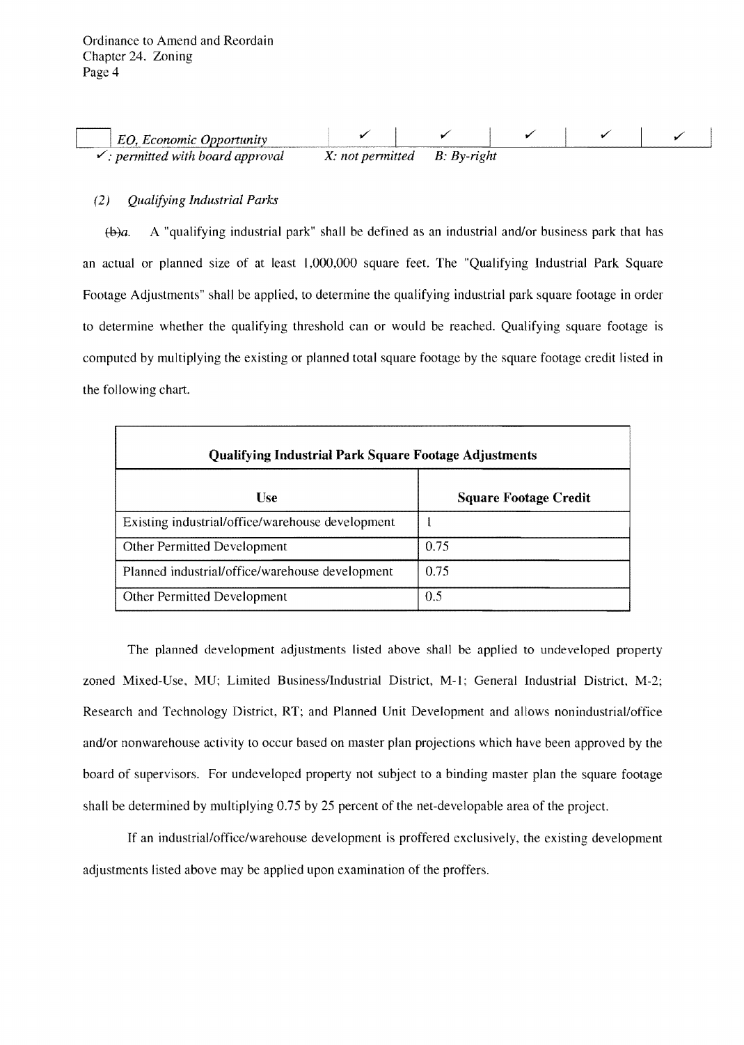| | EO, Economic Opportunity | ✓ | ✓ | ✓ | ✓ | ✓ |
|---|---|---|---|---|---|---|

✓: *permitted with board approval* *X: not permitted* *B: By-right*

*(2) Qualifying Industrial Parks*

~~(b)~~*a.* A "qualifying industrial park" shall be defined as an industrial and/or business park that has an actual or planned size of at least 1,000,000 square feet. The "Qualifying Industrial Park Square Footage Adjustments" shall be applied, to determine the qualifying industrial park square footage in order to determine whether the qualifying threshold can or would be reached. Qualifying square footage is computed by multiplying the existing or planned total square footage by the square footage credit listed in the following chart.

| **Qualifying Industrial Park Square Footage Adjustments** | |
|---|---|
| **Use** | **Square Footage Credit** |
| Existing industrial/office/warehouse development | 1 |
| Other Permitted Development | 0.75 |
| Planned industrial/office/warehouse development | 0.75 |
| Other Permitted Development | 0.5 |

The planned development adjustments listed above shall be applied to undeveloped property zoned Mixed-Use, MU; Limited Business/Industrial District, M-1; General Industrial District, M-2; Research and Technology District, RT; and Planned Unit Development and allows nonindustrial/office and/or nonwarehouse activity to occur based on master plan projections which have been approved by the board of supervisors. For undeveloped property not subject to a binding master plan the square footage shall be determined by multiplying 0.75 by 25 percent of the net-developable area of the project.

If an industrial/office/warehouse development is proffered exclusively, the existing development adjustments listed above may be applied upon examination of the proffers.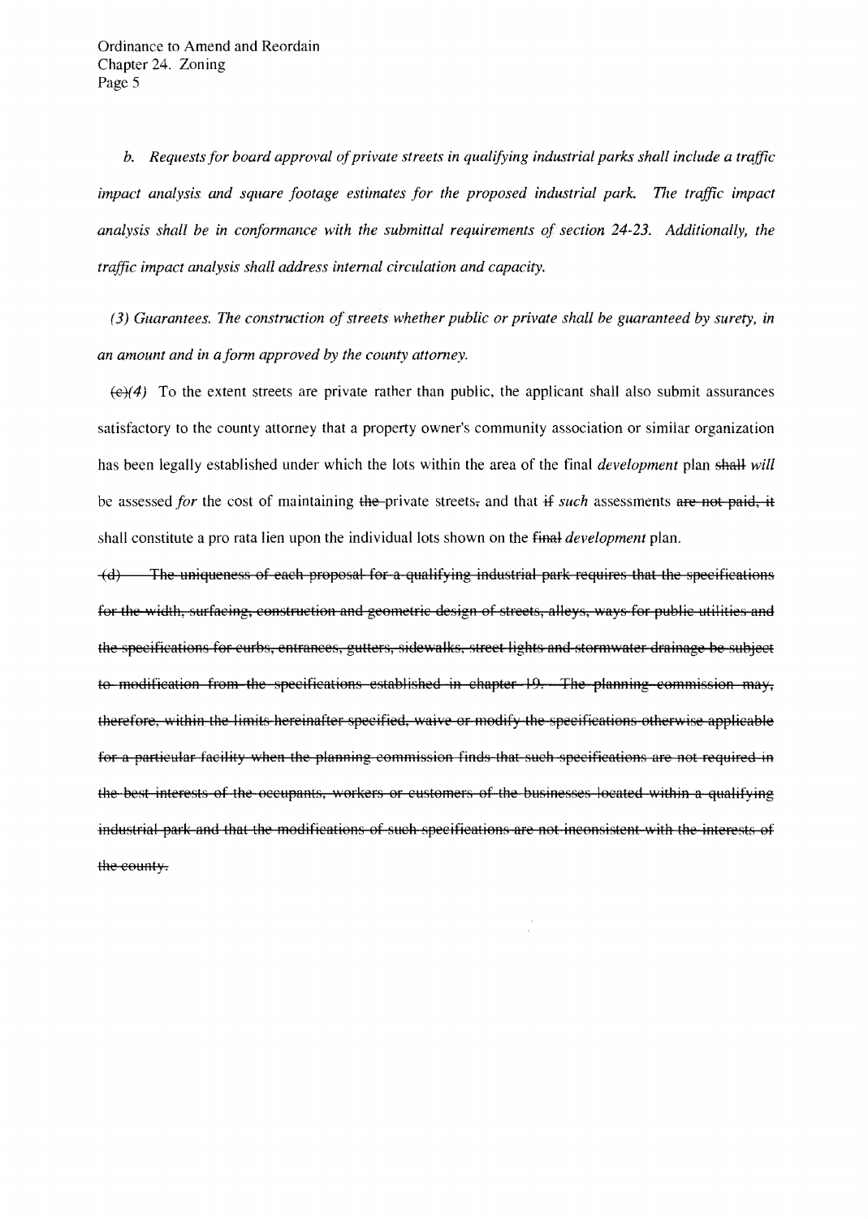*b. Requests for board approval of private streets in qualifying industrial parks shall include a traffic impact analysis and square footage estimates for the proposed industrial park. The traffic impact analysis shall be in conformance with the submittal requirements of section 24-23. Additionally, the traffic impact analysis shall address internal circulation and capacity.*

*(3) Guarantees. The construction of streets whether public or private shall be guaranteed by surety, in an amount and in a form approved by the county attorney.*

~~(c)~~*(4)* To the extent streets are private rather than public, the applicant shall also submit assurances satisfactory to the county attorney that a property owner's community association or similar organization has been legally established under which the lots within the area of the final *development* plan ~~shall~~ *will* be assessed *for* the cost of maintaining ~~the~~ private streets~~,~~ and that ~~if~~ *such* assessments ~~are not paid, it~~ shall constitute a pro rata lien upon the individual lots shown on the ~~final~~ *development* plan.

~~(d) The uniqueness of each proposal for a qualifying industrial park requires that the specifications for the width, surfacing, construction and geometric design of streets, alleys, ways for public utilities and the specifications for curbs, entrances, gutters, sidewalks, street lights and stormwater drainage be subject to modification from the specifications established in chapter 19. The planning commission may, therefore, within the limits hereinafter specified, waive or modify the specifications otherwise applicable for a particular facility when the planning commission finds that such specifications are not required in the best interests of the occupants, workers or customers of the businesses located within a qualifying industrial park and that the modifications of such specifications are not inconsistent with the interests of the county.~~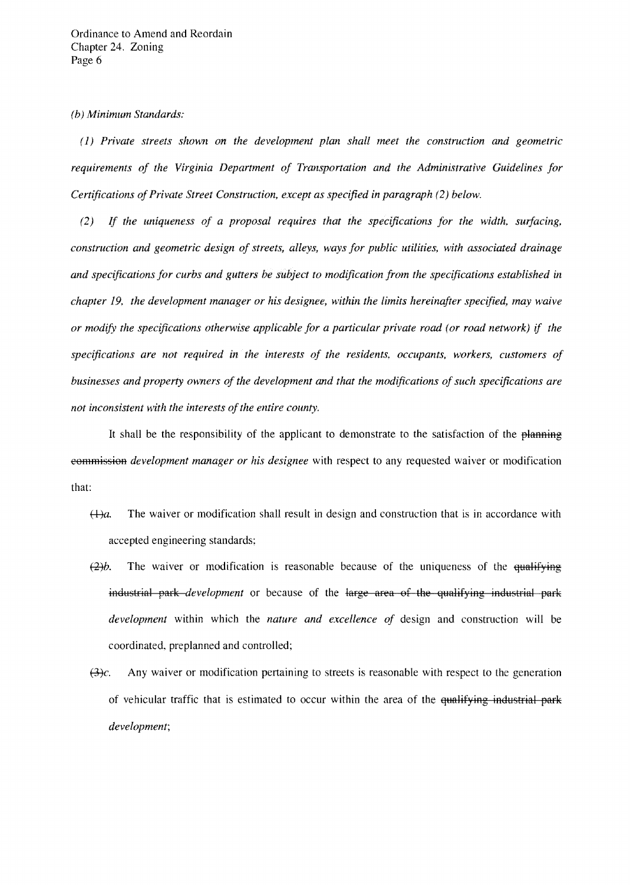*(b) Minimum Standards:*

*(1) Private streets shown on the development plan shall meet the construction and geometric requirements of the Virginia Department of Transportation and the Administrative Guidelines for Certifications of Private Street Construction, except as specified in paragraph (2) below.*

*(2) If the uniqueness of a proposal requires that the specifications for the width, surfacing, construction and geometric design of streets, alleys, ways for public utilities, with associated drainage and specifications for curbs and gutters be subject to modification from the specifications established in chapter 19, the development manager or his designee, within the limits hereinafter specified, may waive or modify the specifications otherwise applicable for a particular private road (or road network) if the specifications are not required in the interests of the residents, occupants, workers, customers of businesses and property owners of the development and that the modifications of such specifications are not inconsistent with the interests of the entire county.*

It shall be the responsibility of the applicant to demonstrate to the satisfaction of the ~~planning commission~~ *development manager or his designee* with respect to any requested waiver or modification that:

- ~~(1)~~*a.* The waiver or modification shall result in design and construction that is in accordance with accepted engineering standards;
- ~~(2)~~*b.* The waiver or modification is reasonable because of the uniqueness of the ~~qualifying industrial park~~ *development* or because of the ~~large area of the qualifying industrial park~~ *development* within which the *nature and excellence of* design and construction will be coordinated, preplanned and controlled;
- ~~(3)~~*c.* Any waiver or modification pertaining to streets is reasonable with respect to the generation of vehicular traffic that is estimated to occur within the area of the ~~qualifying industrial park~~ *development*;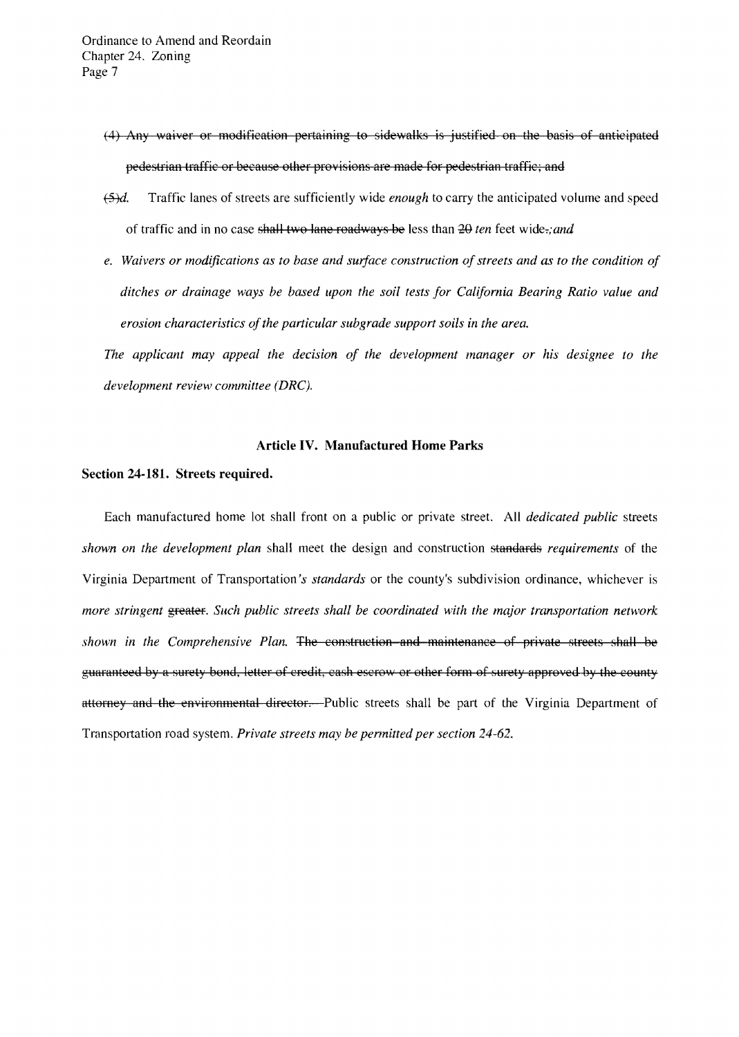~~(4) Any waiver or modification pertaining to sidewalks is justified on the basis of anticipated pedestrian traffic or because other provisions are made for pedestrian traffic; and~~

~~(5)~~*d.* Traffic lanes of streets are sufficiently wide *enough* to carry the anticipated volume and speed of traffic and in no case ~~shall two lane roadways be~~ less than ~~20~~ *ten* feet wide~~.~~*; and*

*e. Waivers or modifications as to base and surface construction of streets and as to the condition of ditches or drainage ways be based upon the soil tests for California Bearing Ratio value and erosion characteristics of the particular subgrade support soils in the area.*

*The applicant may appeal the decision of the development manager or his designee to the development review committee (DRC).*

## Article IV. Manufactured Home Parks

### Section 24-181. Streets required.

Each manufactured home lot shall front on a public or private street. All *dedicated public* streets *shown on the development plan* shall meet the design and construction ~~standards~~ *requirements* of the Virginia Department of Transportation*'s standards* or the county's subdivision ordinance, whichever is *more stringent* ~~greater~~. *Such public streets shall be coordinated with the major transportation network shown in the Comprehensive Plan.* ~~The construction and maintenance of private streets shall be guaranteed by a surety bond, letter of credit, cash escrow or other form of surety approved by the county attorney and the environmental director.~~ Public streets shall be part of the Virginia Department of Transportation road system. *Private streets may be permitted per section 24-62.*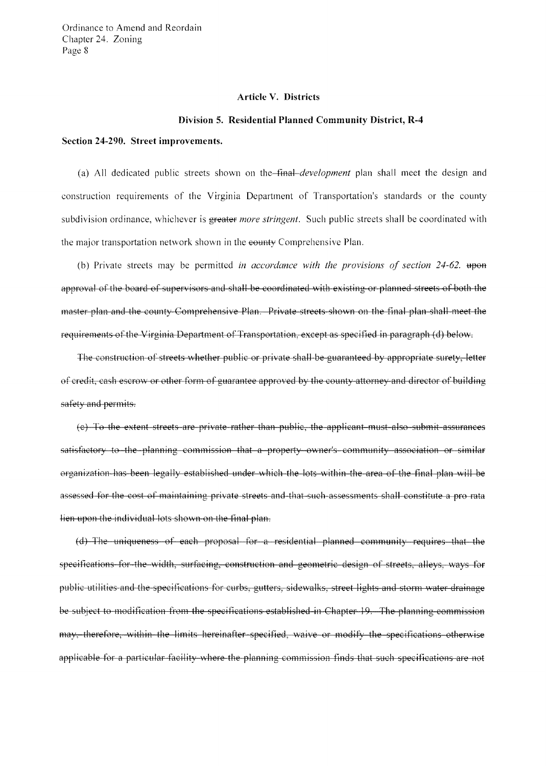### Article V. Districts

### Division 5. Residential Planned Community District, R-4

**Section 24-290. Street improvements.**

(a) All dedicated public streets shown on the ~~final~~ *development* plan shall meet the design and construction requirements of the Virginia Department of Transportation's standards or the county subdivision ordinance, whichever is ~~greater~~ *more stringent*. Such public streets shall be coordinated with the major transportation network shown in the ~~county~~ Comprehensive Plan.

(b) Private streets may be permitted *in accordance with the provisions of section 24-62.* ~~upon approval of the board of supervisors and shall be coordinated with existing or planned streets of both the master plan and the county Comprehensive Plan. Private streets shown on the final plan shall meet the requirements of the Virginia Department of Transportation, except as specified in paragraph (d) below.~~

~~The construction of streets whether public or private shall be guaranteed by appropriate surety, letter of credit, cash escrow or other form of guarantee approved by the county attorney and director of building safety and permits.~~

~~(c) To the extent streets are private rather than public, the applicant must also submit assurances satisfactory to the planning commission that a property owner's community association or similar organization has been legally established under which the lots within the area of the final plan will be assessed for the cost of maintaining private streets and that such assessments shall constitute a pro rata lien upon the individual lots shown on the final plan.~~

~~(d) The uniqueness of each proposal for a residential planned community requires that the specifications for the width, surfacing, construction and geometric design of streets, alleys, ways for public utilities and the specifications for curbs, gutters, sidewalks, street lights and storm water drainage be subject to modification from the specifications established in Chapter 19. The planning commission may, therefore, within the limits hereinafter specified, waive or modify the specifications otherwise applicable for a particular facility where the planning commission finds that such specifications are not~~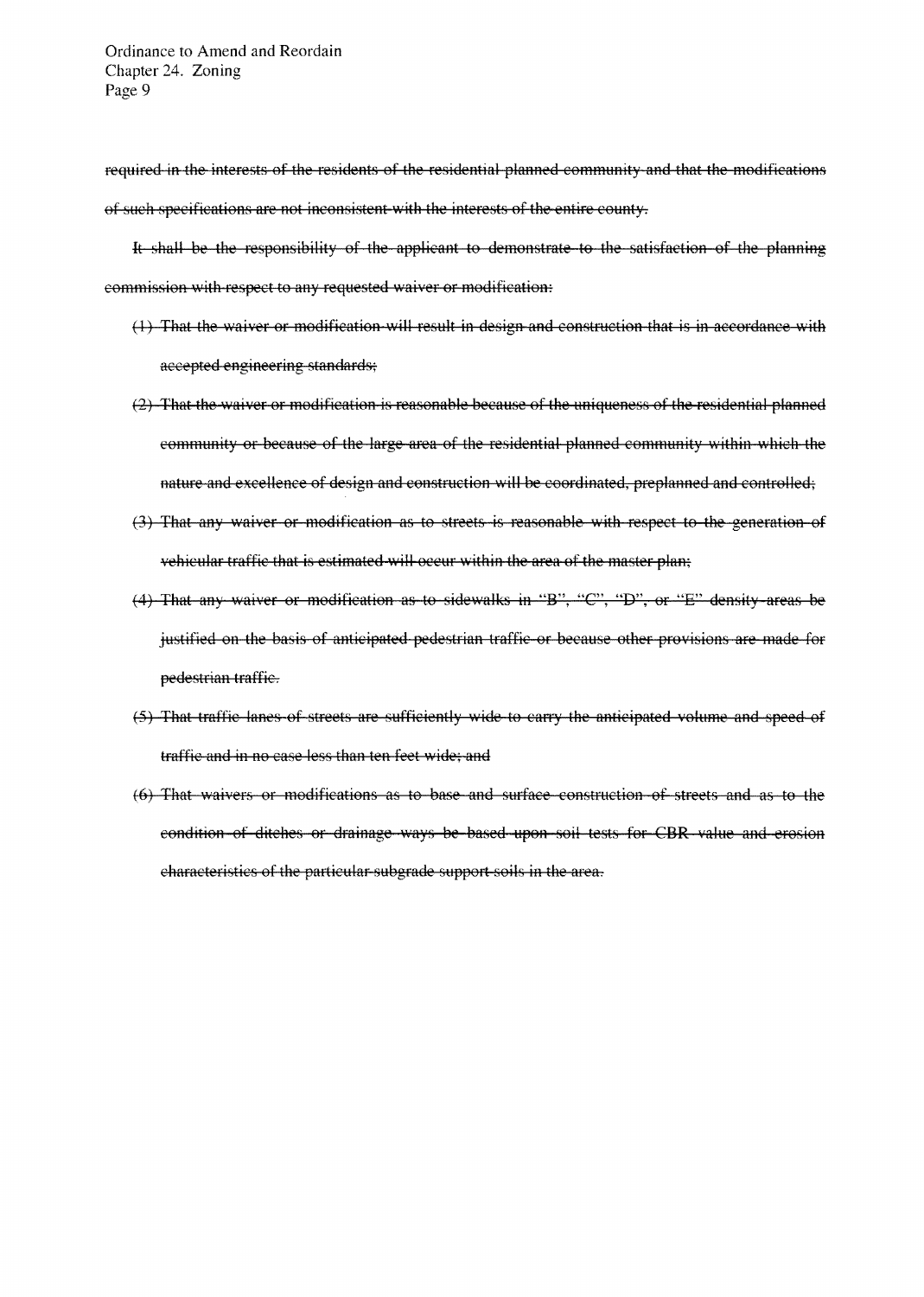~~required in the interests of the residents of the residential planned community and that the modifications of such specifications are not inconsistent with the interests of the entire county.~~

~~It shall be the responsibility of the applicant to demonstrate to the satisfaction of the planning commission with respect to any requested waiver or modification:~~

~~(1) That the waiver or modification will result in design and construction that is in accordance with accepted engineering standards;~~

~~(2) That the waiver or modification is reasonable because of the uniqueness of the residential planned community or because of the large area of the residential planned community within which the nature and excellence of design and construction will be coordinated, preplanned and controlled;~~

~~(3) That any waiver or modification as to streets is reasonable with respect to the generation of vehicular traffic that is estimated will occur within the area of the master plan;~~

~~(4) That any waiver or modification as to sidewalks in "B", "C", "D", or "E" density areas be justified on the basis of anticipated pedestrian traffic or because other provisions are made for pedestrian traffic.~~

~~(5) That traffic lanes of streets are sufficiently wide to carry the anticipated volume and speed of traffic and in no case less than ten feet wide; and~~

~~(6) That waivers or modifications as to base and surface construction of streets and as to the condition of ditches or drainage ways be based upon soil tests for CBR value and erosion characteristics of the particular subgrade support soils in the area.~~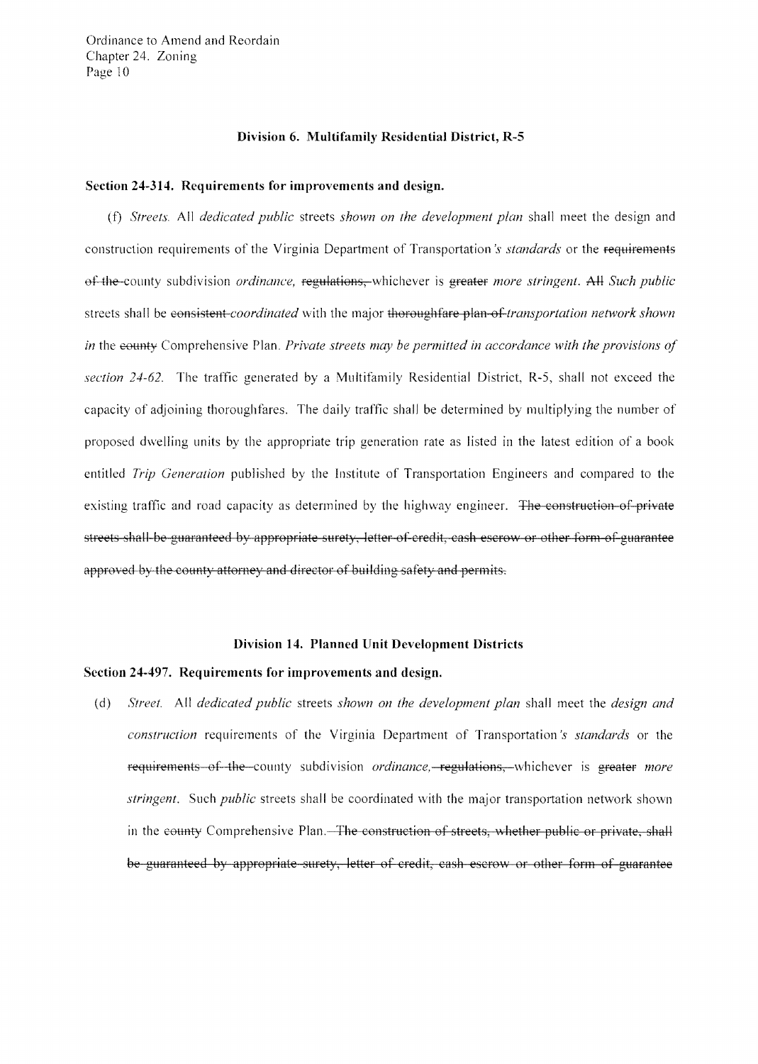### Division 6. Multifamily Residential District, R-5

#### Section 24-314. Requirements for improvements and design.

(f) *Streets.* All *dedicated public* streets *shown on the development plan* shall meet the design and construction requirements of the Virginia Department of Transportation*'s standards* or the ~~requirements of the~~ county subdivision *ordinance,* ~~regulations,~~ whichever is ~~greater~~ *more stringent*. ~~All~~ *Such public* streets shall be ~~consistent~~ *coordinated* with the major ~~thoroughfare plan of~~ *transportation network shown in* the ~~county~~ Comprehensive Plan. *Private streets may be permitted in accordance with the provisions of section 24-62.* The traffic generated by a Multifamily Residential District, R-5, shall not exceed the capacity of adjoining thoroughfares. The daily traffic shall be determined by multiplying the number of proposed dwelling units by the appropriate trip generation rate as listed in the latest edition of a book entitled *Trip Generation* published by the Institute of Transportation Engineers and compared to the existing traffic and road capacity as determined by the highway engineer. ~~The construction of private streets shall be guaranteed by appropriate surety, letter of credit, cash escrow or other form of guarantee approved by the county attorney and director of building safety and permits.~~

### Division 14. Planned Unit Development Districts

#### Section 24-497. Requirements for improvements and design.

(d) *Street.* All *dedicated public* streets *shown on the development plan* shall meet the *design and construction* requirements of the Virginia Department of Transportation*'s standards* or the ~~requirements of the~~ county subdivision *ordinance,* ~~regulations,~~ whichever is ~~greater~~ *more stringent*. Such *public* streets shall be coordinated with the major transportation network shown in the ~~county~~ Comprehensive Plan. ~~The construction of streets, whether public or private, shall be guaranteed by appropriate surety, letter of credit, cash escrow or other form of guarantee~~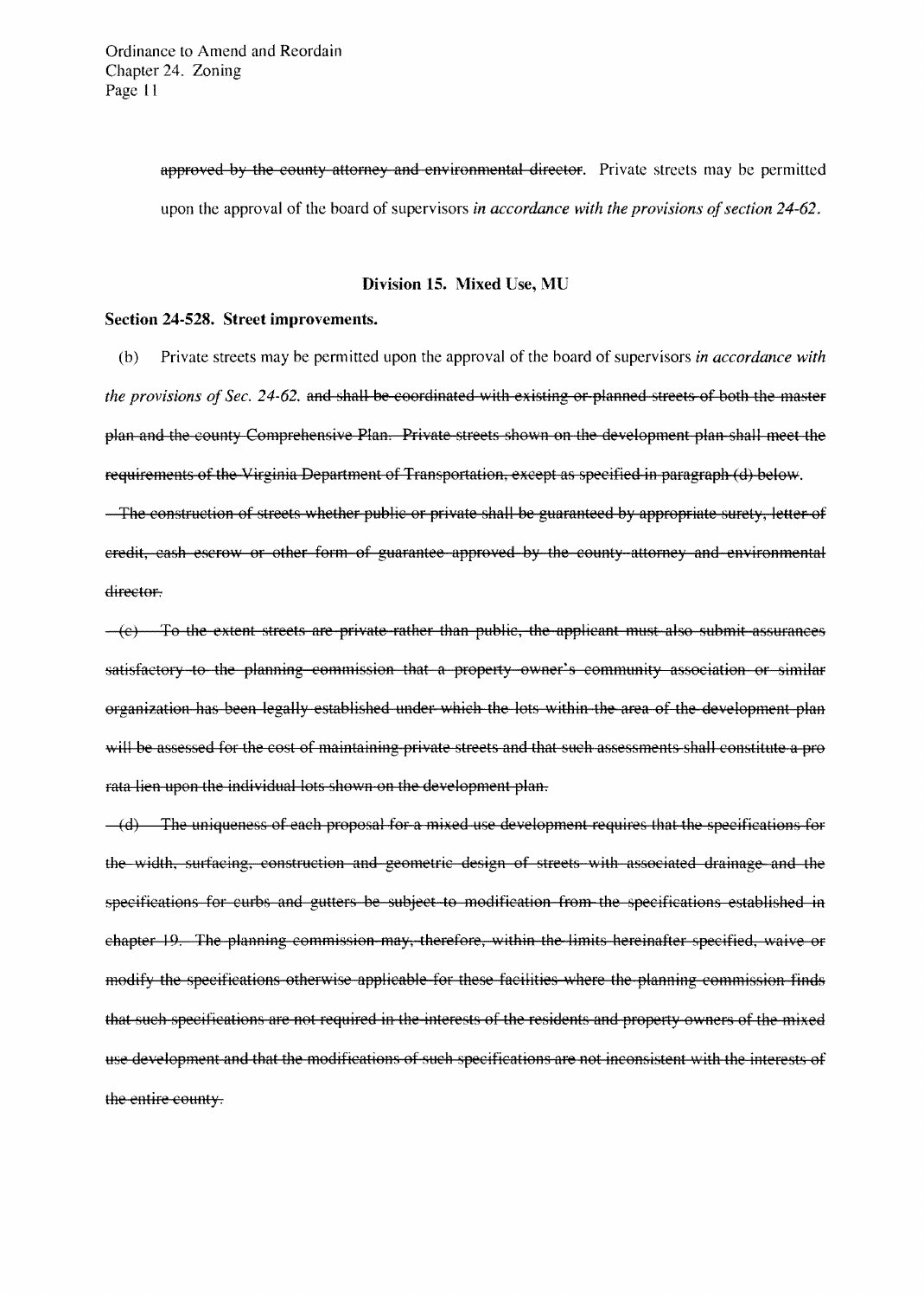~~approved by the county attorney and environmental director.~~ Private streets may be permitted upon the approval of the board of supervisors *in accordance with the provisions of section 24-62.*

**Division 15. Mixed Use, MU**

**Section 24-528. Street improvements.**

(b) Private streets may be permitted upon the approval of the board of supervisors *in accordance with the provisions of Sec. 24-62.* ~~and shall be coordinated with existing or planned streets of both the master plan and the county Comprehensive Plan. Private streets shown on the development plan shall meet the requirements of the Virginia Department of Transportation, except as specified in paragraph (d) below.~~

~~The construction of streets whether public or private shall be guaranteed by appropriate surety, letter of credit, cash escrow or other form of guarantee approved by the county attorney and environmental director.~~

~~(c) To the extent streets are private rather than public, the applicant must also submit assurances satisfactory to the planning commission that a property owner's community association or similar organization has been legally established under which the lots within the area of the development plan will be assessed for the cost of maintaining private streets and that such assessments shall constitute a pro rata lien upon the individual lots shown on the development plan.~~

~~(d) The uniqueness of each proposal for a mixed use development requires that the specifications for the width, surfacing, construction and geometric design of streets with associated drainage and the specifications for curbs and gutters be subject to modification from the specifications established in chapter 19. The planning commission may, therefore, within the limits hereinafter specified, waive or modify the specifications otherwise applicable for these facilities where the planning commission finds that such specifications are not required in the interests of the residents and property owners of the mixed use development and that the modifications of such specifications are not inconsistent with the interests of the entire county.~~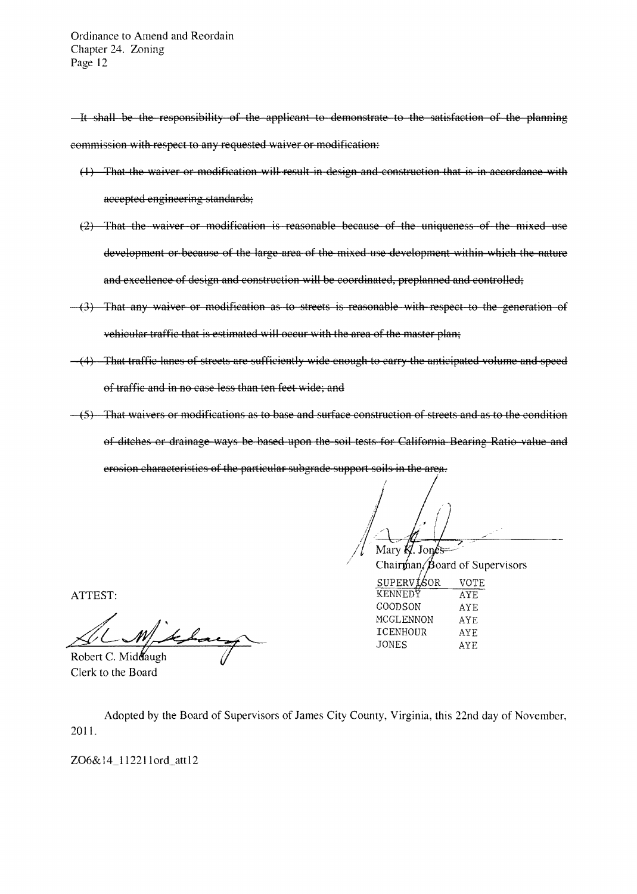~~It shall be the responsibility of the applicant to demonstrate to the satisfaction of the planning commission with respect to any requested waiver or modification:~~

~~(1) That the waiver or modification will result in design and construction that is in accordance with accepted engineering standards;~~

~~(2) That the waiver or modification is reasonable because of the uniqueness of the mixed use development or because of the large area of the mixed use development within which the nature and excellence of design and construction will be coordinated, preplanned and controlled;~~

~~(3) That any waiver or modification as to streets is reasonable with respect to the generation of vehicular traffic that is estimated will occur with the area of the master plan;~~

~~(4) That traffic lanes of streets are sufficiently wide enough to carry the anticipated volume and speed of traffic and in no case less than ten feet wide; and~~

~~(5) That waivers or modifications as to base and surface construction of streets and as to the condition of ditches or drainage ways be based upon the soil tests for California Bearing Ratio value and erosion characteristics of the particular subgrade support soils in the area.~~

Mary K. Jones
Chairman, Board of Supervisors

| SUPERVISOR | VOTE |
|---|---|
| KENNEDY | AYE |
| GOODSON | AYE |
| MCGLENNON | AYE |
| ICENHOUR | AYE |
| JONES | AYE |

ATTEST:

Robert C. Middaugh
Clerk to the Board

Adopted by the Board of Supervisors of James City County, Virginia, this 22nd day of November, 2011.

ZO6&14_112211ord_att12